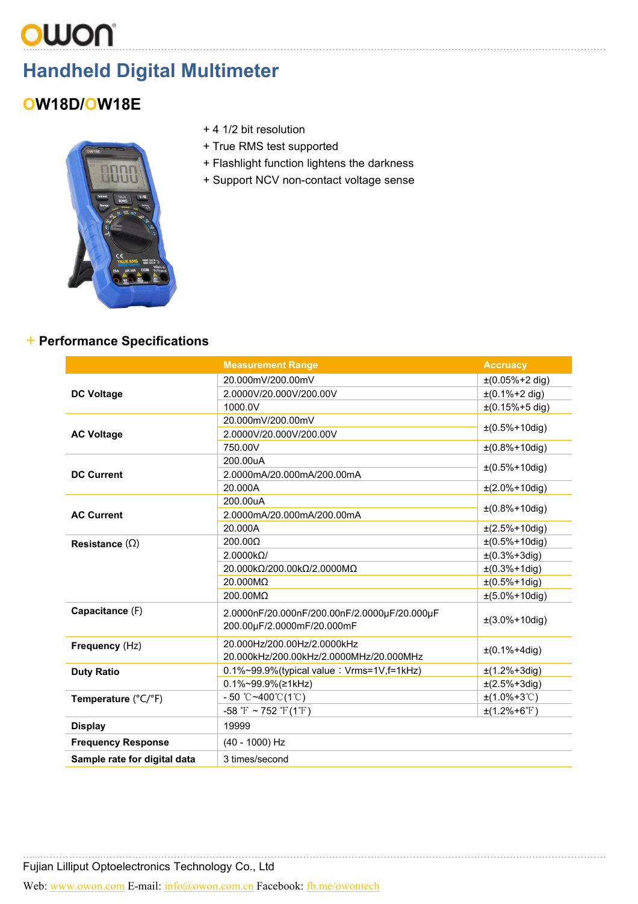# OWON

## Handheld Digital Multimeter

### OW18D/OW18E

+ 4 1/2 bit resolution
+ True RMS test supported
+ Flashlight function lightens the darkness
+ Support NCV non-contact voltage sense

### + Performance Specifications

| | Measurement Range | Accruacy |
|---|---|---|
| **DC Voltage** | 20.000mV/200.00mV | ±(0.05%+2 dig) |
| | 2.0000V/20.000V/200.00V | ±(0.1%+2 dig) |
| | 1000.0V | ±(0.15%+5 dig) |
| **AC Voltage** | 20.000mV/200.00mV | ±(0.5%+10dig) |
| | 2.0000V/20.000V/200.00V | |
| | 750.00V | ±(0.8%+10dig) |
| **DC Current** | 200.00uA | ±(0.5%+10dig) |
| | 2.0000mA/20.000mA/200.00mA | |
| | 20.000A | ±(2.0%+10dig) |
| **AC Current** | 200.00uA | ±(0.8%+10dig) |
| | 2.0000mA/20.000mA/200.00mA | |
| | 20.000A | ±(2.5%+10dig) |
| **Resistance** (Ω) | 200.00Ω | ±(0.5%+10dig) |
| | 2.0000kΩ/ | ±(0.3%+3dig) |
| | 20.000kΩ/200.00kΩ/2.0000MΩ | ±(0.3%+1dig) |
| | 20.000MΩ | ±(0.5%+1dig) |
| | 200.00MΩ | ±(5.0%+10dig) |
| **Capacitance** (F) | 2.0000nF/20.000nF/200.00nF/2.0000μF/20.000μF 200.00μF/2.0000mF/20.000mF | ±(3.0%+10dig) |
| **Frequency** (Hz) | 20.000Hz/200.00Hz/2.0000kHz 20.000kHz/200.00kHz/2.0000MHz/20.000MHz | ±(0.1%+4dig) |
| **Duty Ratio** | 0.1%~99.9%(typical value：Vrms=1V,f=1kHz) | ±(1.2%+3dig) |
| | 0.1%~99.9%(≥1kHz) | ±(2.5%+3dig) |
| **Temperature** (°C/°F) | - 50 ℃~400℃(1℃) | ±(1.0%+3℃) |
| | -58 ℉ ~ 752 ℉(1℉) | ±(1.2%+6℉) |
| **Display** | 19999 | |
| **Frequency Response** | (40 - 1000) Hz | |
| **Sample rate for digital data** | 3 times/second | |

Fujian Lilliput Optoelectronics Technology Co., Ltd

Web: www.owon.com E-mail: info@owon.com.cn Facebook: fb.me/owontech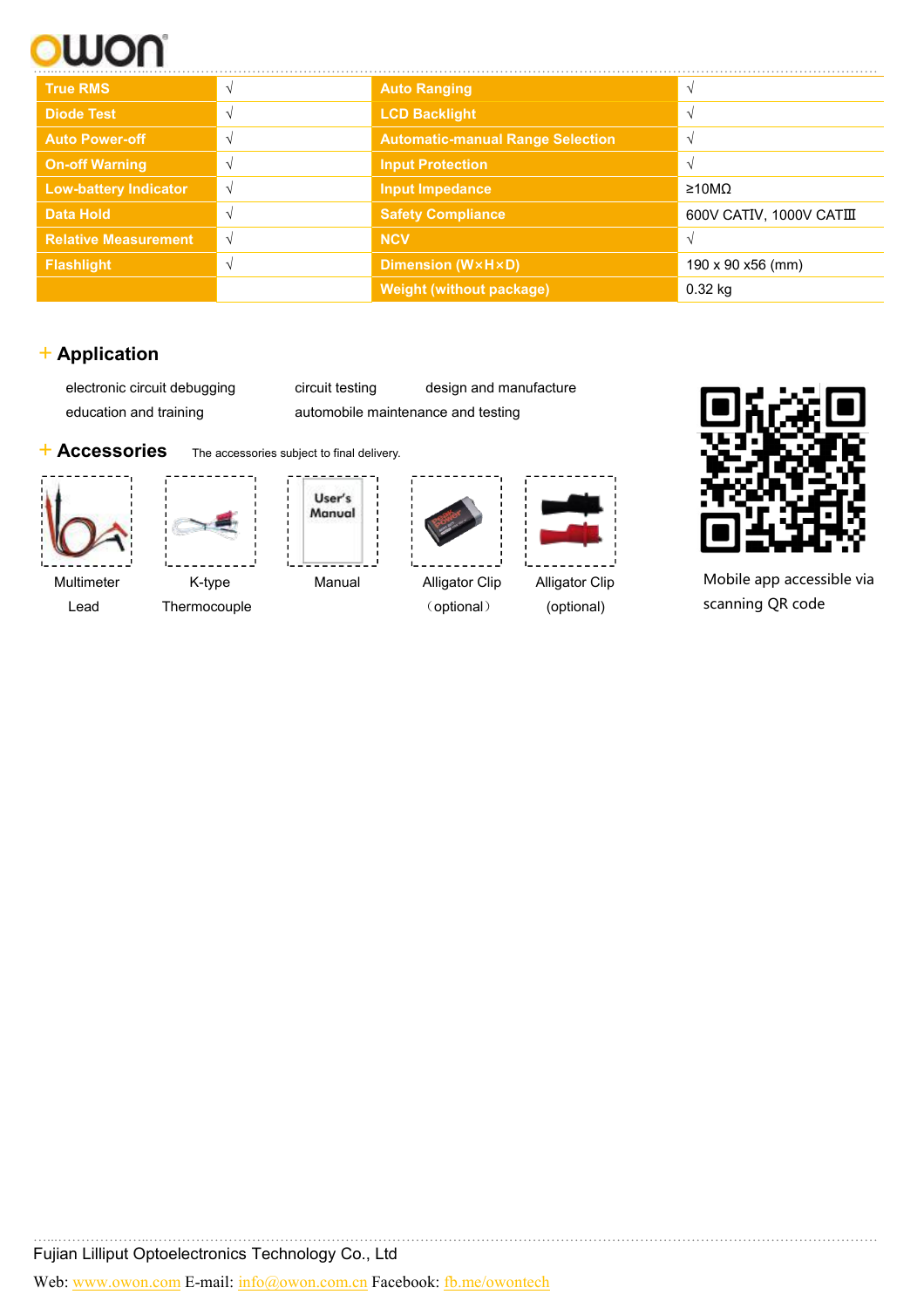| | | | |
|---|---|---|---|
| True RMS | √ | Auto Ranging | √ |
| Diode Test | √ | LCD Backlight | √ |
| Auto Power-off | √ | Automatic-manual Range Selection | √ |
| On-off Warning | √ | Input Protection | √ |
| Low-battery Indicator | √ | Input Impedance | ≥10MΩ |
| Data Hold | √ | Safety Compliance | 600V CATⅣ, 1000V CATⅢ |
| Relative Measurement | √ | NCV | √ |
| Flashlight | √ | Dimension (W×H×D) | 190 x 90 x56 (mm) |
| | | Weight (without package) | 0.32 kg |

## + Application

electronic circuit debugging　　circuit testing　　design and manufacture

education and training　　automobile maintenance and testing

## + Accessories

The accessories subject to final delivery.

Multimeter Lead

K-type Thermocouple

Manual

Alligator Clip （optional）

Alligator Clip (optional)

Mobile app accessible via scanning QR code

Fujian Lilliput Optoelectronics Technology Co., Ltd

Web: www.owon.com E-mail: info@owon.com.cn Facebook: fb.me/owontech